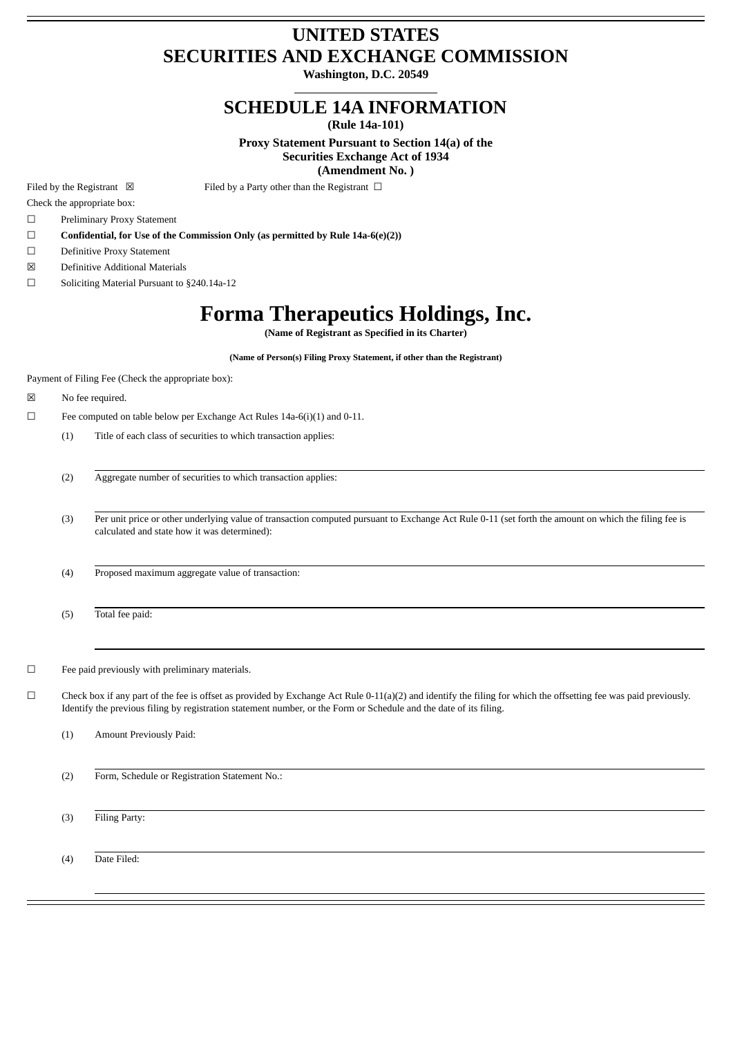# UNITED STATES
# SECURITIES AND EXCHANGE COMMISSION

**Washington, D.C. 20549**

## SCHEDULE 14A INFORMATION

**(Rule 14a-101)**

**Proxy Statement Pursuant to Section 14(a) of the Securities Exchange Act of 1934**
**(Amendment No. )**

Filed by the Registrant ☒ Filed by a Party other than the Registrant ☐

Check the appropriate box:

☐ Preliminary Proxy Statement

☐ **Confidential, for Use of the Commission Only (as permitted by Rule 14a-6(e)(2))**

☐ Definitive Proxy Statement

☒ Definitive Additional Materials

☐ Soliciting Material Pursuant to §240.14a-12

# Forma Therapeutics Holdings, Inc.

**(Name of Registrant as Specified in its Charter)**

**(Name of Person(s) Filing Proxy Statement, if other than the Registrant)**

Payment of Filing Fee (Check the appropriate box):

☒ No fee required.

☐ Fee computed on table below per Exchange Act Rules 14a-6(i)(1) and 0-11.

(1) Title of each class of securities to which transaction applies:

(2) Aggregate number of securities to which transaction applies:

(3) Per unit price or other underlying value of transaction computed pursuant to Exchange Act Rule 0-11 (set forth the amount on which the filing fee is calculated and state how it was determined):

(4) Proposed maximum aggregate value of transaction:

(5) Total fee paid:

☐ Fee paid previously with preliminary materials.

☐ Check box if any part of the fee is offset as provided by Exchange Act Rule 0-11(a)(2) and identify the filing for which the offsetting fee was paid previously. Identify the previous filing by registration statement number, or the Form or Schedule and the date of its filing.

(1) Amount Previously Paid:

(2) Form, Schedule or Registration Statement No.:

(3) Filing Party:

(4) Date Filed: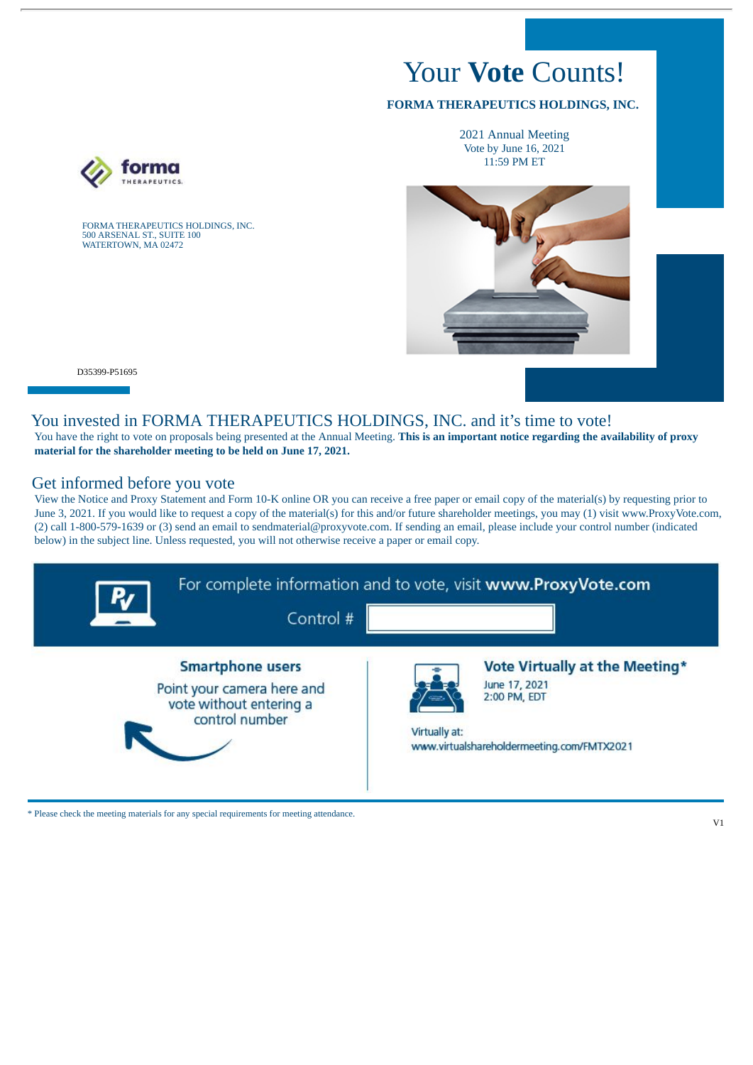# Your **Vote** Counts!

**FORMA THERAPEUTICS HOLDINGS, INC.**

2021 Annual Meeting
Vote by June 16, 2021
11:59 PM ET

FORMA THERAPEUTICS HOLDINGS, INC.
500 ARSENAL ST., SUITE 100
WATERTOWN, MA 02472

D35399-P51695

## You invested in FORMA THERAPEUTICS HOLDINGS, INC. and it's time to vote!

You have the right to vote on proposals being presented at the Annual Meeting. **This is an important notice regarding the availability of proxy material for the shareholder meeting to be held on June 17, 2021.**

## Get informed before you vote

View the Notice and Proxy Statement and Form 10-K online OR you can receive a free paper or email copy of the material(s) by requesting prior to June 3, 2021. If you would like to request a copy of the material(s) for this and/or future shareholder meetings, you may (1) visit www.ProxyVote.com, (2) call 1-800-579-1639 or (3) send an email to sendmaterial@proxyvote.com. If sending an email, please include your control number (indicated below) in the subject line. Unless requested, you will not otherwise receive a paper or email copy.

For complete information and to vote, visit **www.ProxyVote.com**

Control #

### Smartphone users

Point your camera here and vote without entering a control number

### Vote Virtually at the Meeting*

June 17, 2021
2:00 PM, EDT

Virtually at:
www.virtualshareholdermeeting.com/FMTX2021

* Please check the meeting materials for any special requirements for meeting attendance.

V1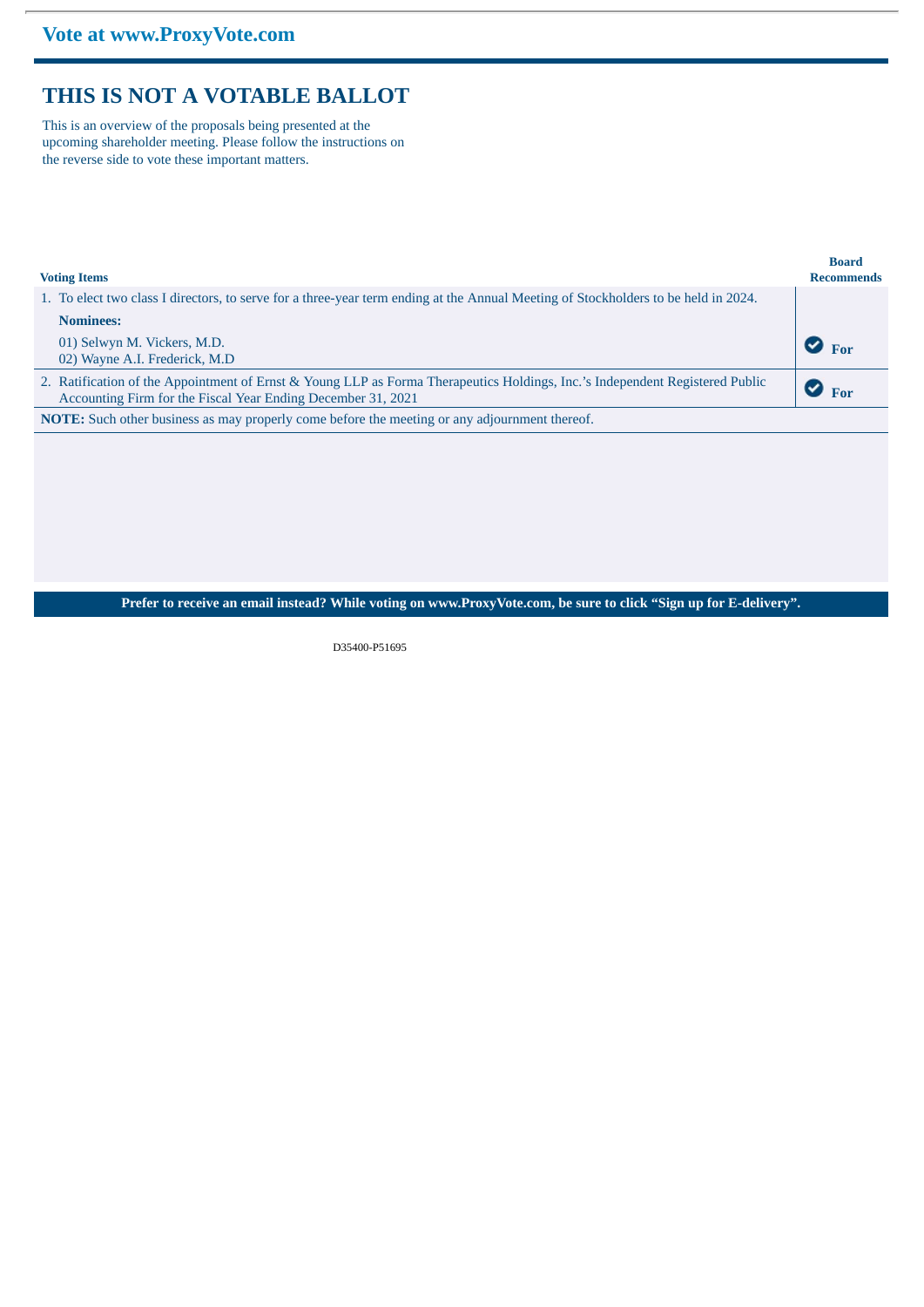**Vote at www.ProxyVote.com**

# THIS IS NOT A VOTABLE BALLOT

This is an overview of the proposals being presented at the upcoming shareholder meeting. Please follow the instructions on the reverse side to vote these important matters.

| **Voting Items** | **Board Recommends** |
|---|---|
| 1. To elect two class I directors, to serve for a three-year term ending at the Annual Meeting of Stockholders to be held in 2024.<br>**Nominees:**<br>01) Selwyn M. Vickers, M.D.<br>02) Wayne A.I. Frederick, M.D | For |
| 2. Ratification of the Appointment of Ernst & Young LLP as Forma Therapeutics Holdings, Inc.'s Independent Registered Public Accounting Firm for the Fiscal Year Ending December 31, 2021 | For |

**NOTE:** Such other business as may properly come before the meeting or any adjournment thereof.

**Prefer to receive an email instead? While voting on www.ProxyVote.com, be sure to click "Sign up for E-delivery".**

D35400-P51695